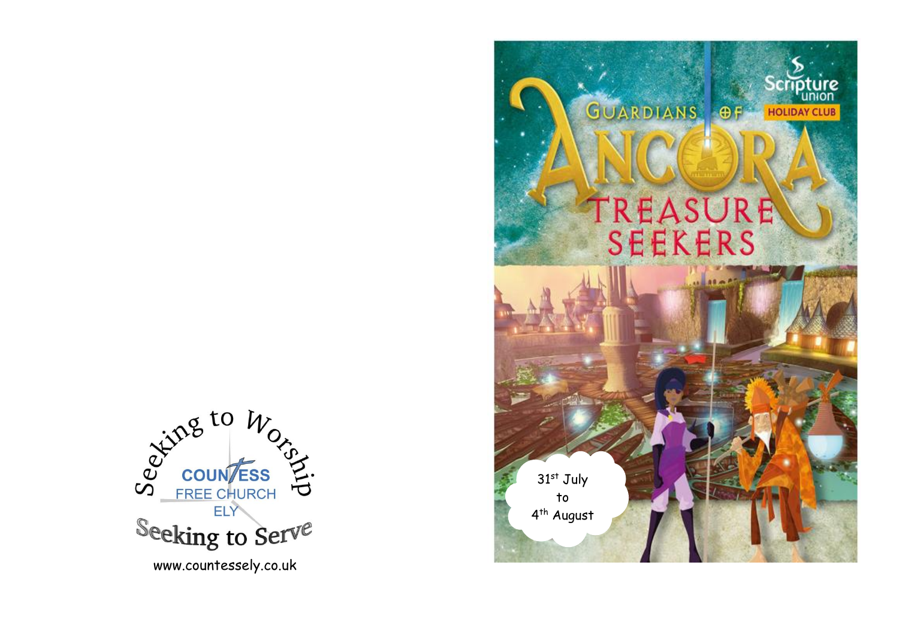Seeking to Worship

COUNTESS FREE CHURCH ELY

Seeking to Serve

www.countessely.co.uk

Scripture union

HOLIDAY CLUB

# GUARDIANS OF ANCORA

## TREASURE SEEKERS

31st July to 4th August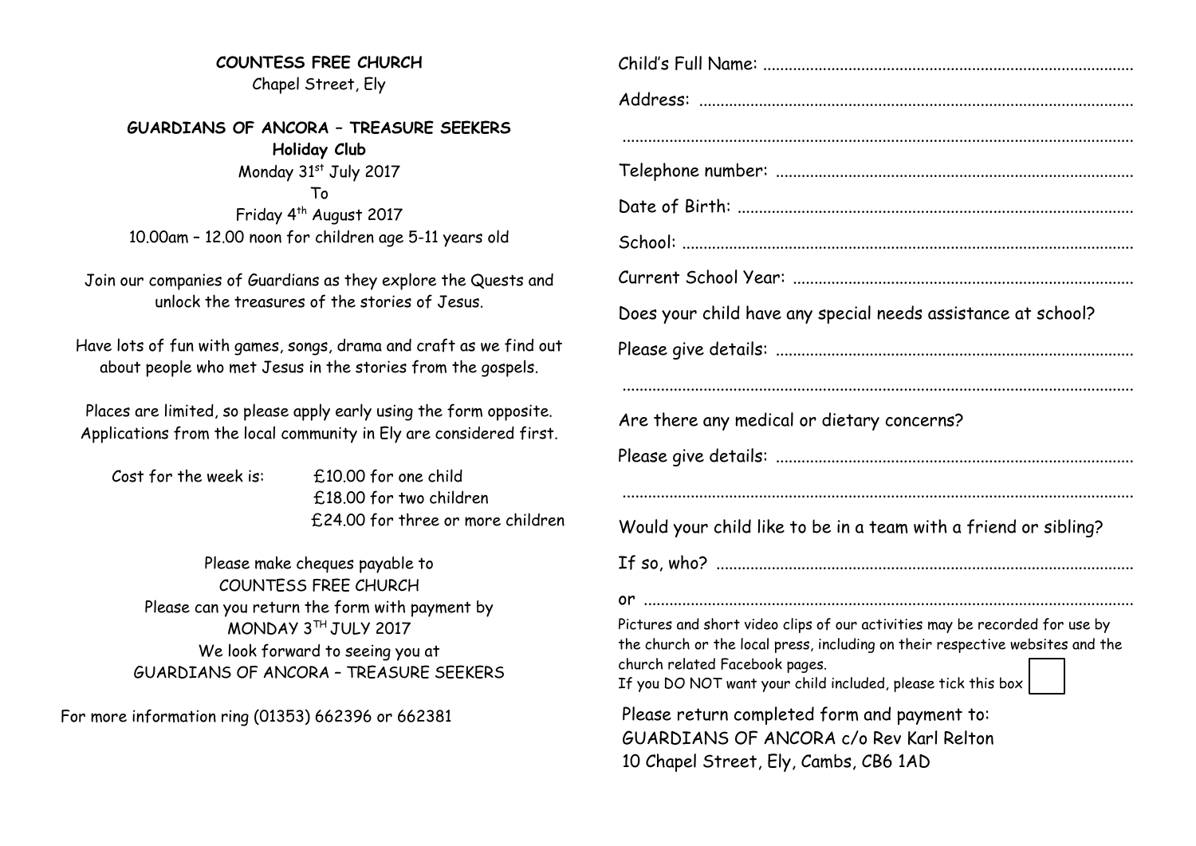**COUNTESS FREE CHURCH**
Chapel Street, Ely

**GUARDIANS OF ANCORA – TREASURE SEEKERS**
**Holiday Club**
Monday 31st July 2017
To
Friday 4th August 2017
10.00am – 12.00 noon for children age 5-11 years old

Join our companies of Guardians as they explore the Quests and unlock the treasures of the stories of Jesus.

Have lots of fun with games, songs, drama and craft as we find out about people who met Jesus in the stories from the gospels.

Places are limited, so please apply early using the form opposite. Applications from the local community in Ely are considered first.

| | |
|---|---|
| Cost for the week is: | £10.00 for one child |
| | £18.00 for two children |
| | £24.00 for three or more children |

Please make cheques payable to
COUNTESS FREE CHURCH
Please can you return the form with payment by
MONDAY 3TH JULY 2017
We look forward to seeing you at
GUARDIANS OF ANCORA – TREASURE SEEKERS

For more information ring (01353) 662396 or 662381

Child's Full Name: ..........................................................................

Address: ..........................................................................

..........................................................................

Telephone number: ..........................................................................

Date of Birth: ..........................................................................

School: ..........................................................................

Current School Year: ..........................................................................

Does your child have any special needs assistance at school?

Please give details: ..........................................................................

..........................................................................

Are there any medical or dietary concerns?

Please give details: ..........................................................................

..........................................................................

Would your child like to be in a team with a friend or sibling?

If so, who? ..........................................................................

or ..........................................................................

Pictures and short video clips of our activities may be recorded for use by the church or the local press, including on their respective websites and the church related Facebook pages.
If you DO NOT want your child included, please tick this box ☐

Please return completed form and payment to:
GUARDIANS OF ANCORA c/o Rev Karl Relton
10 Chapel Street, Ely, Cambs, CB6 1AD